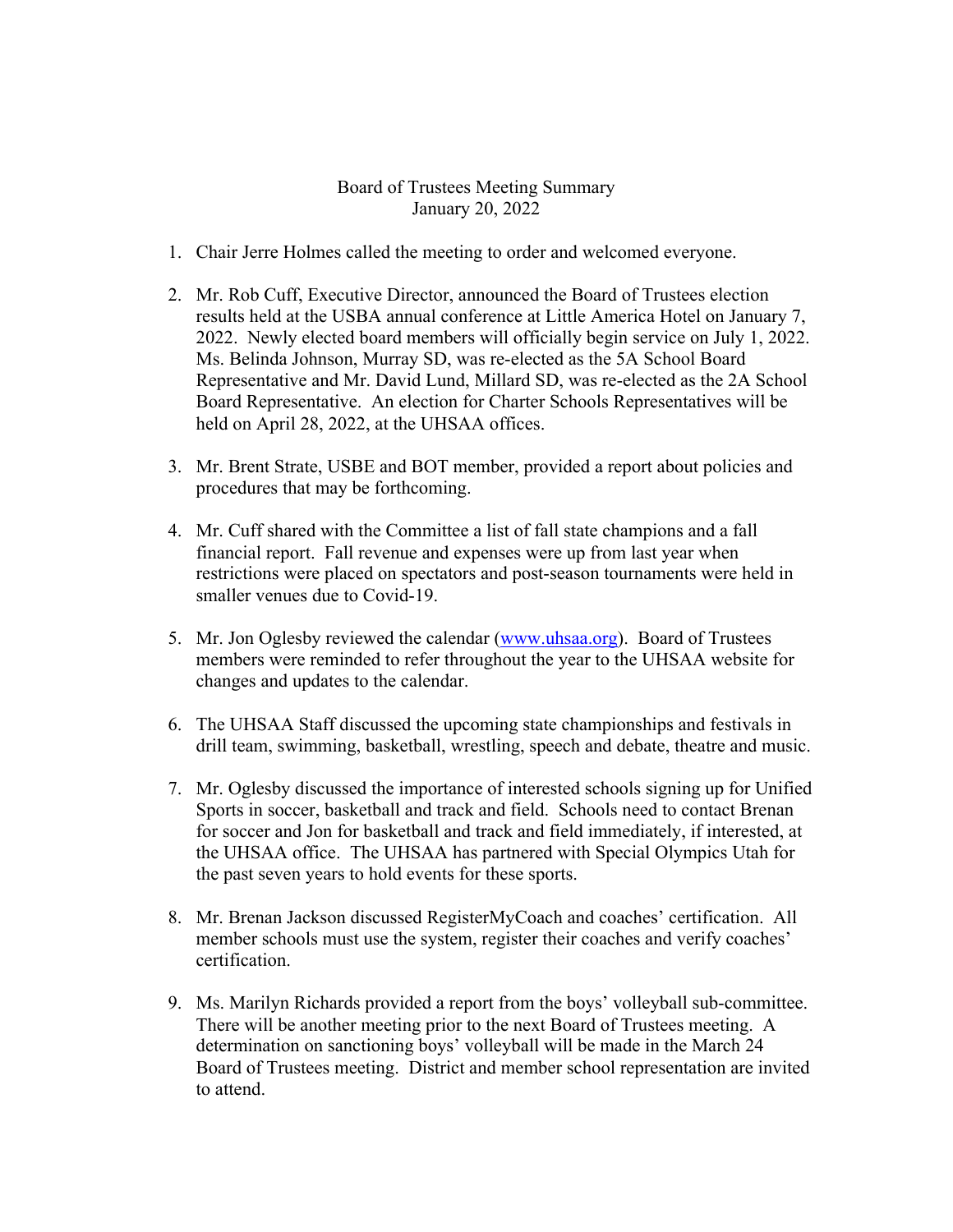# Board of Trustees Meeting Summary
January 20, 2022

1. Chair Jerre Holmes called the meeting to order and welcomed everyone.

2. Mr. Rob Cuff, Executive Director, announced the Board of Trustees election results held at the USBA annual conference at Little America Hotel on January 7, 2022. Newly elected board members will officially begin service on July 1, 2022. Ms. Belinda Johnson, Murray SD, was re-elected as the 5A School Board Representative and Mr. David Lund, Millard SD, was re-elected as the 2A School Board Representative. An election for Charter Schools Representatives will be held on April 28, 2022, at the UHSAA offices.

3. Mr. Brent Strate, USBE and BOT member, provided a report about policies and procedures that may be forthcoming.

4. Mr. Cuff shared with the Committee a list of fall state champions and a fall financial report. Fall revenue and expenses were up from last year when restrictions were placed on spectators and post-season tournaments were held in smaller venues due to Covid-19.

5. Mr. Jon Oglesby reviewed the calendar ([www.uhsaa.org](http://www.uhsaa.org)). Board of Trustees members were reminded to refer throughout the year to the UHSAA website for changes and updates to the calendar.

6. The UHSAA Staff discussed the upcoming state championships and festivals in drill team, swimming, basketball, wrestling, speech and debate, theatre and music.

7. Mr. Oglesby discussed the importance of interested schools signing up for Unified Sports in soccer, basketball and track and field. Schools need to contact Brenan for soccer and Jon for basketball and track and field immediately, if interested, at the UHSAA office. The UHSAA has partnered with Special Olympics Utah for the past seven years to hold events for these sports.

8. Mr. Brenan Jackson discussed RegisterMyCoach and coaches' certification. All member schools must use the system, register their coaches and verify coaches' certification.

9. Ms. Marilyn Richards provided a report from the boys' volleyball sub-committee. There will be another meeting prior to the next Board of Trustees meeting. A determination on sanctioning boys' volleyball will be made in the March 24 Board of Trustees meeting. District and member school representation are invited to attend.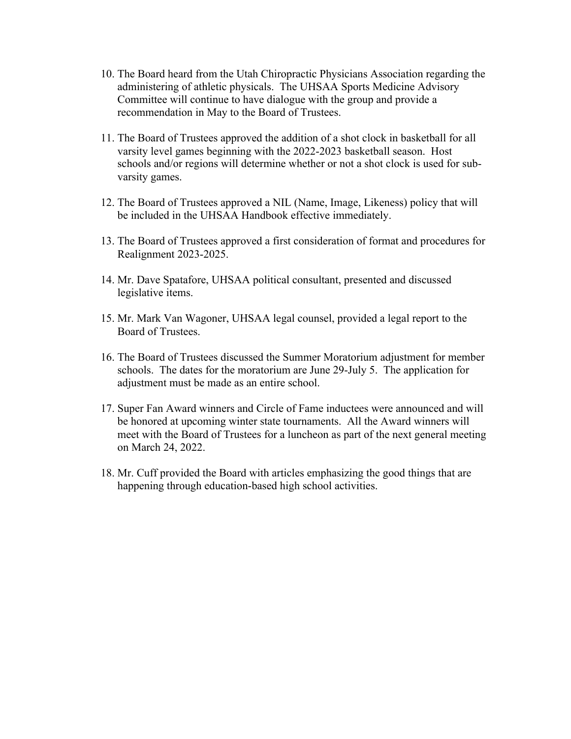10. The Board heard from the Utah Chiropractic Physicians Association regarding the administering of athletic physicals. The UHSAA Sports Medicine Advisory Committee will continue to have dialogue with the group and provide a recommendation in May to the Board of Trustees.

11. The Board of Trustees approved the addition of a shot clock in basketball for all varsity level games beginning with the 2022-2023 basketball season. Host schools and/or regions will determine whether or not a shot clock is used for sub-varsity games.

12. The Board of Trustees approved a NIL (Name, Image, Likeness) policy that will be included in the UHSAA Handbook effective immediately.

13. The Board of Trustees approved a first consideration of format and procedures for Realignment 2023-2025.

14. Mr. Dave Spatafore, UHSAA political consultant, presented and discussed legislative items.

15. Mr. Mark Van Wagoner, UHSAA legal counsel, provided a legal report to the Board of Trustees.

16. The Board of Trustees discussed the Summer Moratorium adjustment for member schools. The dates for the moratorium are June 29-July 5. The application for adjustment must be made as an entire school.

17. Super Fan Award winners and Circle of Fame inductees were announced and will be honored at upcoming winter state tournaments. All the Award winners will meet with the Board of Trustees for a luncheon as part of the next general meeting on March 24, 2022.

18. Mr. Cuff provided the Board with articles emphasizing the good things that are happening through education-based high school activities.